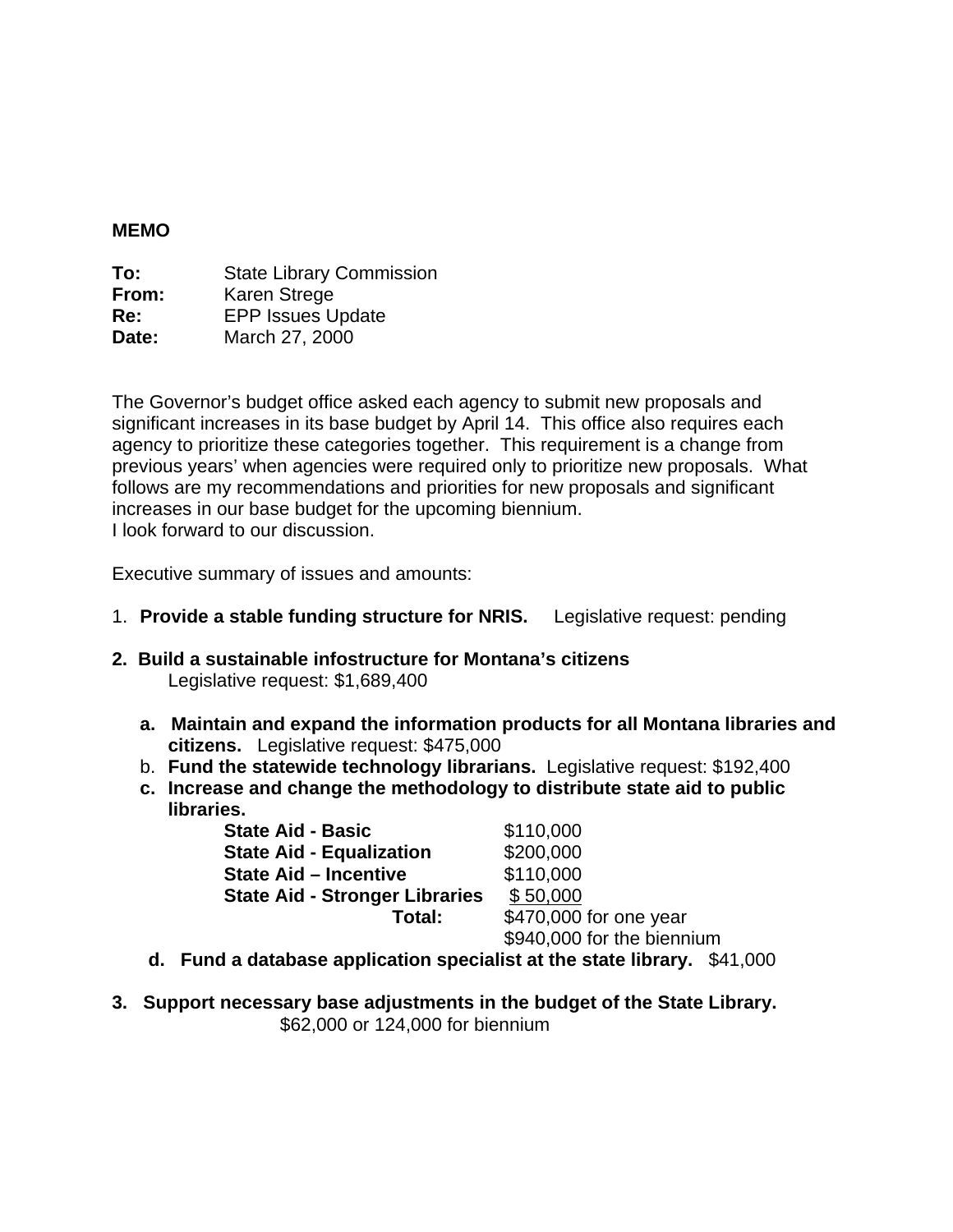**MEMO**

**To:** State Library Commission
**From:** Karen Strege
**Re:** EPP Issues Update
**Date:** March 27, 2000

The Governor's budget office asked each agency to submit new proposals and significant increases in its base budget by April 14. This office also requires each agency to prioritize these categories together. This requirement is a change from previous years' when agencies were required only to prioritize new proposals. What follows are my recommendations and priorities for new proposals and significant increases in our base budget for the upcoming biennium.
I look forward to our discussion.

Executive summary of issues and amounts:

1. **Provide a stable funding structure for NRIS.** Legislative request: pending

2. **Build a sustainable infostructure for Montana's citizens**
   Legislative request: $1,689,400

   a. **Maintain and expand the information products for all Montana libraries and citizens.** Legislative request: $475,000
   b. **Fund the statewide technology librarians.** Legislative request: $192,400
   c. **Increase and change the methodology to distribute state aid to public libraries.**

   | | |
   |---|---|
   | **State Aid - Basic** | $110,000 |
   | **State Aid - Equalization** | $200,000 |
   | **State Aid – Incentive** | $110,000 |
   | **State Aid - Stronger Libraries** | $ 50,000 |
   | **Total:** | $470,000 for one year |
   | | $940,000 for the biennium |

   d. **Fund a database application specialist at the state library.** $41,000

3. **Support necessary base adjustments in the budget of the State Library.**
   $62,000 or 124,000 for biennium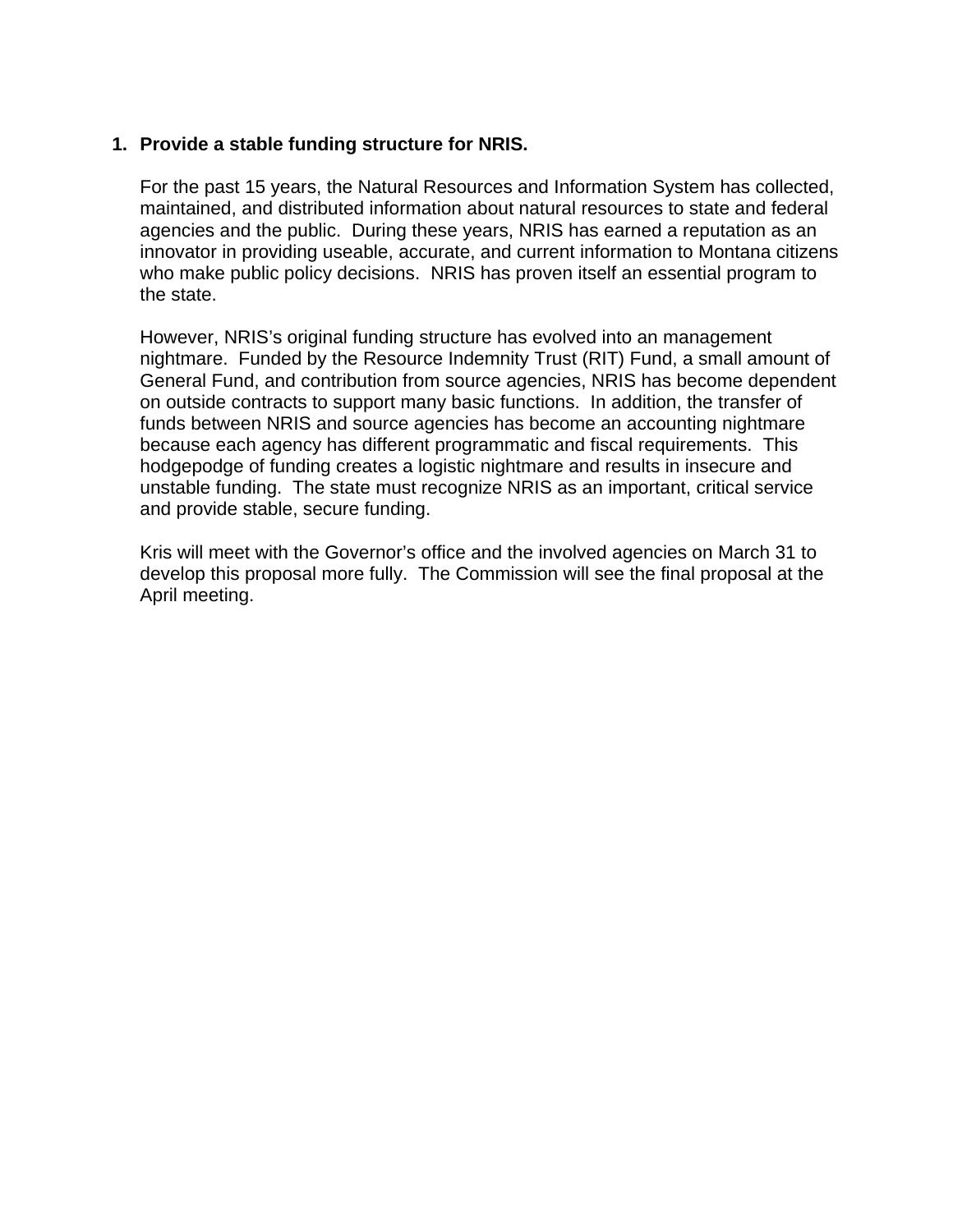1. **Provide a stable funding structure for NRIS.**

   For the past 15 years, the Natural Resources and Information System has collected, maintained, and distributed information about natural resources to state and federal agencies and the public. During these years, NRIS has earned a reputation as an innovator in providing useable, accurate, and current information to Montana citizens who make public policy decisions. NRIS has proven itself an essential program to the state.

   However, NRIS's original funding structure has evolved into an management nightmare. Funded by the Resource Indemnity Trust (RIT) Fund, a small amount of General Fund, and contribution from source agencies, NRIS has become dependent on outside contracts to support many basic functions. In addition, the transfer of funds between NRIS and source agencies has become an accounting nightmare because each agency has different programmatic and fiscal requirements. This hodgepodge of funding creates a logistic nightmare and results in insecure and unstable funding. The state must recognize NRIS as an important, critical service and provide stable, secure funding.

   Kris will meet with the Governor's office and the involved agencies on March 31 to develop this proposal more fully. The Commission will see the final proposal at the April meeting.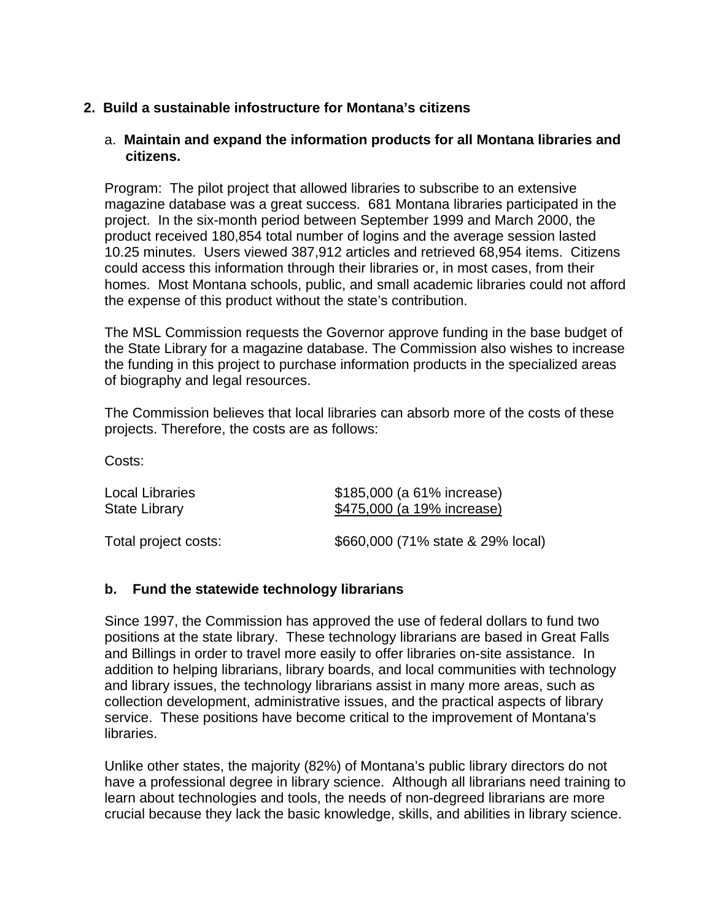## 2. Build a sustainable infostructure for Montana's citizens

### a. Maintain and expand the information products for all Montana libraries and citizens.

Program: The pilot project that allowed libraries to subscribe to an extensive magazine database was a great success. 681 Montana libraries participated in the project. In the six-month period between September 1999 and March 2000, the product received 180,854 total number of logins and the average session lasted 10.25 minutes. Users viewed 387,912 articles and retrieved 68,954 items. Citizens could access this information through their libraries or, in most cases, from their homes. Most Montana schools, public, and small academic libraries could not afford the expense of this product without the state's contribution.

The MSL Commission requests the Governor approve funding in the base budget of the State Library for a magazine database. The Commission also wishes to increase the funding in this project to purchase information products in the specialized areas of biography and legal resources.

The Commission believes that local libraries can absorb more of the costs of these projects. Therefore, the costs are as follows:

Costs:

| | |
|---|---|
| Local Libraries | $185,000 (a 61% increase) |
| State Library | $475,000 (a 19% increase) |
| Total project costs: | $660,000 (71% state & 29% local) |

### b. Fund the statewide technology librarians

Since 1997, the Commission has approved the use of federal dollars to fund two positions at the state library. These technology librarians are based in Great Falls and Billings in order to travel more easily to offer libraries on-site assistance. In addition to helping librarians, library boards, and local communities with technology and library issues, the technology librarians assist in many more areas, such as collection development, administrative issues, and the practical aspects of library service. These positions have become critical to the improvement of Montana's libraries.

Unlike other states, the majority (82%) of Montana's public library directors do not have a professional degree in library science. Although all librarians need training to learn about technologies and tools, the needs of non-degreed librarians are more crucial because they lack the basic knowledge, skills, and abilities in library science.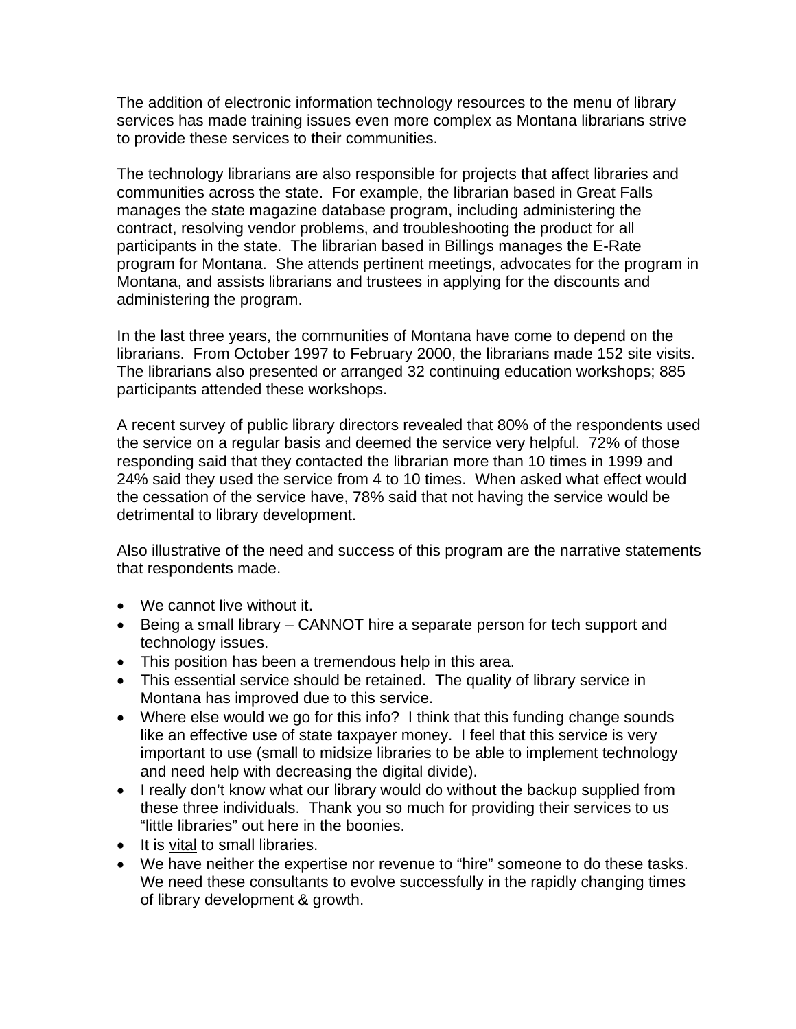The addition of electronic information technology resources to the menu of library services has made training issues even more complex as Montana librarians strive to provide these services to their communities.

The technology librarians are also responsible for projects that affect libraries and communities across the state. For example, the librarian based in Great Falls manages the state magazine database program, including administering the contract, resolving vendor problems, and troubleshooting the product for all participants in the state. The librarian based in Billings manages the E-Rate program for Montana. She attends pertinent meetings, advocates for the program in Montana, and assists librarians and trustees in applying for the discounts and administering the program.

In the last three years, the communities of Montana have come to depend on the librarians. From October 1997 to February 2000, the librarians made 152 site visits. The librarians also presented or arranged 32 continuing education workshops; 885 participants attended these workshops.

A recent survey of public library directors revealed that 80% of the respondents used the service on a regular basis and deemed the service very helpful. 72% of those responding said that they contacted the librarian more than 10 times in 1999 and 24% said they used the service from 4 to 10 times. When asked what effect would the cessation of the service have, 78% said that not having the service would be detrimental to library development.

Also illustrative of the need and success of this program are the narrative statements that respondents made.

- We cannot live without it.
- Being a small library – CANNOT hire a separate person for tech support and technology issues.
- This position has been a tremendous help in this area.
- This essential service should be retained. The quality of library service in Montana has improved due to this service.
- Where else would we go for this info? I think that this funding change sounds like an effective use of state taxpayer money. I feel that this service is very important to use (small to midsize libraries to be able to implement technology and need help with decreasing the digital divide).
- I really don't know what our library would do without the backup supplied from these three individuals. Thank you so much for providing their services to us "little libraries" out here in the boonies.
- It is <u>vital</u> to small libraries.
- We have neither the expertise nor revenue to "hire" someone to do these tasks. We need these consultants to evolve successfully in the rapidly changing times of library development & growth.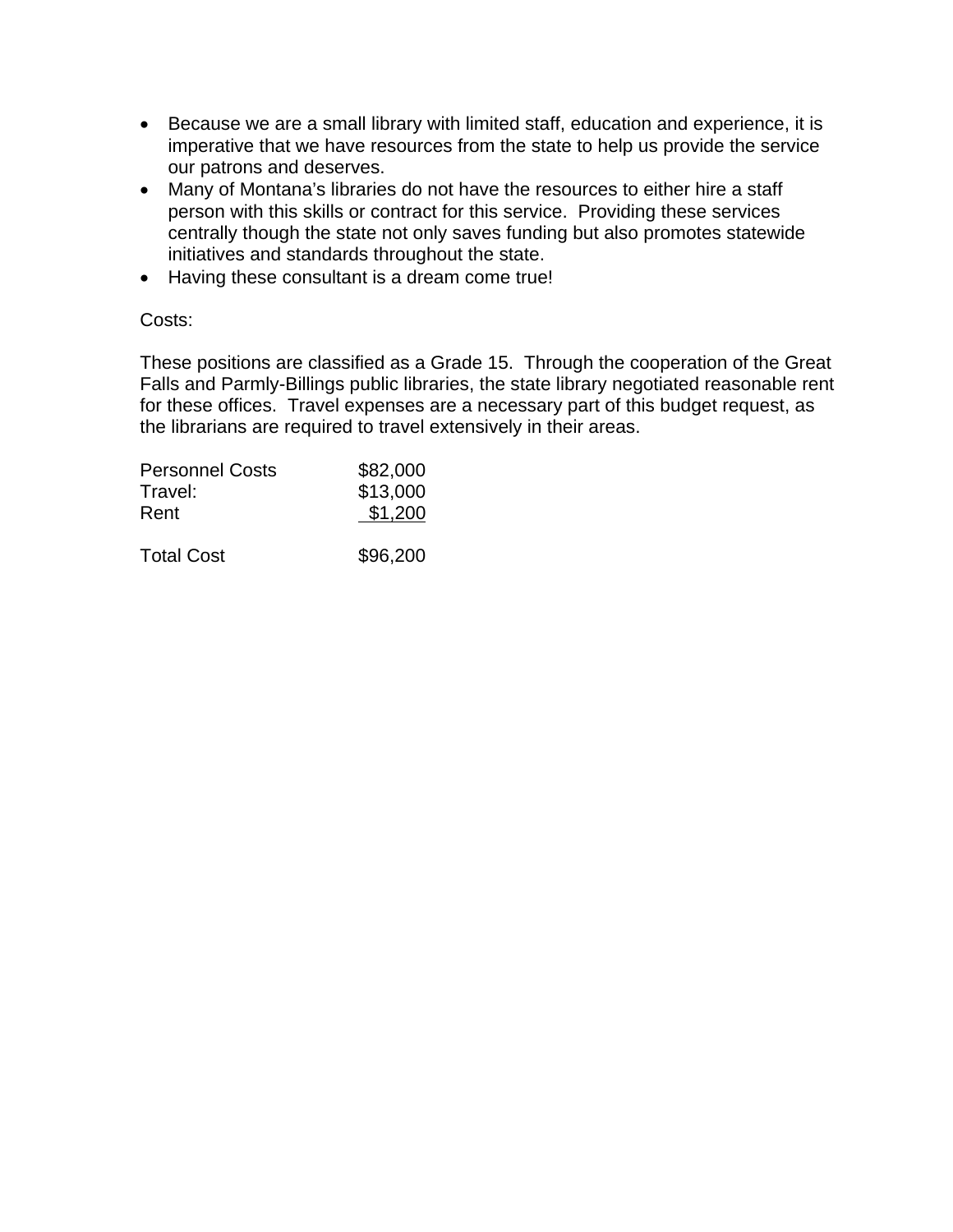- Because we are a small library with limited staff, education and experience, it is imperative that we have resources from the state to help us provide the service our patrons and deserves.
- Many of Montana's libraries do not have the resources to either hire a staff person with this skills or contract for this service. Providing these services centrally though the state not only saves funding but also promotes statewide initiatives and standards throughout the state.
- Having these consultant is a dream come true!

Costs:

These positions are classified as a Grade 15. Through the cooperation of the Great Falls and Parmly-Billings public libraries, the state library negotiated reasonable rent for these offices. Travel expenses are a necessary part of this budget request, as the librarians are required to travel extensively in their areas.

| | |
|---|---|
| Personnel Costs | $82,000 |
| Travel: | $13,000 |
| Rent | $1,200 |
| Total Cost | $96,200 |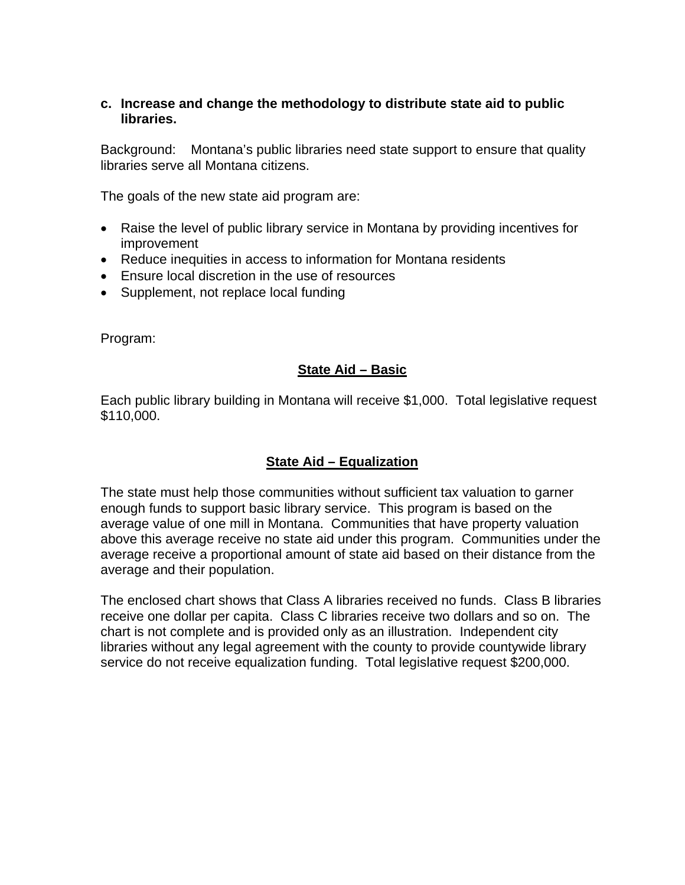**c. Increase and change the methodology to distribute state aid to public libraries.**

Background: Montana's public libraries need state support to ensure that quality libraries serve all Montana citizens.

The goals of the new state aid program are:

- Raise the level of public library service in Montana by providing incentives for improvement
- Reduce inequities in access to information for Montana residents
- Ensure local discretion in the use of resources
- Supplement, not replace local funding

Program:

**<u>State Aid – Basic</u>**

Each public library building in Montana will receive $1,000. Total legislative request $110,000.

**<u>State Aid – Equalization</u>**

The state must help those communities without sufficient tax valuation to garner enough funds to support basic library service. This program is based on the average value of one mill in Montana. Communities that have property valuation above this average receive no state aid under this program. Communities under the average receive a proportional amount of state aid based on their distance from the average and their population.

The enclosed chart shows that Class A libraries received no funds. Class B libraries receive one dollar per capita. Class C libraries receive two dollars and so on. The chart is not complete and is provided only as an illustration. Independent city libraries without any legal agreement with the county to provide countywide library service do not receive equalization funding. Total legislative request $200,000.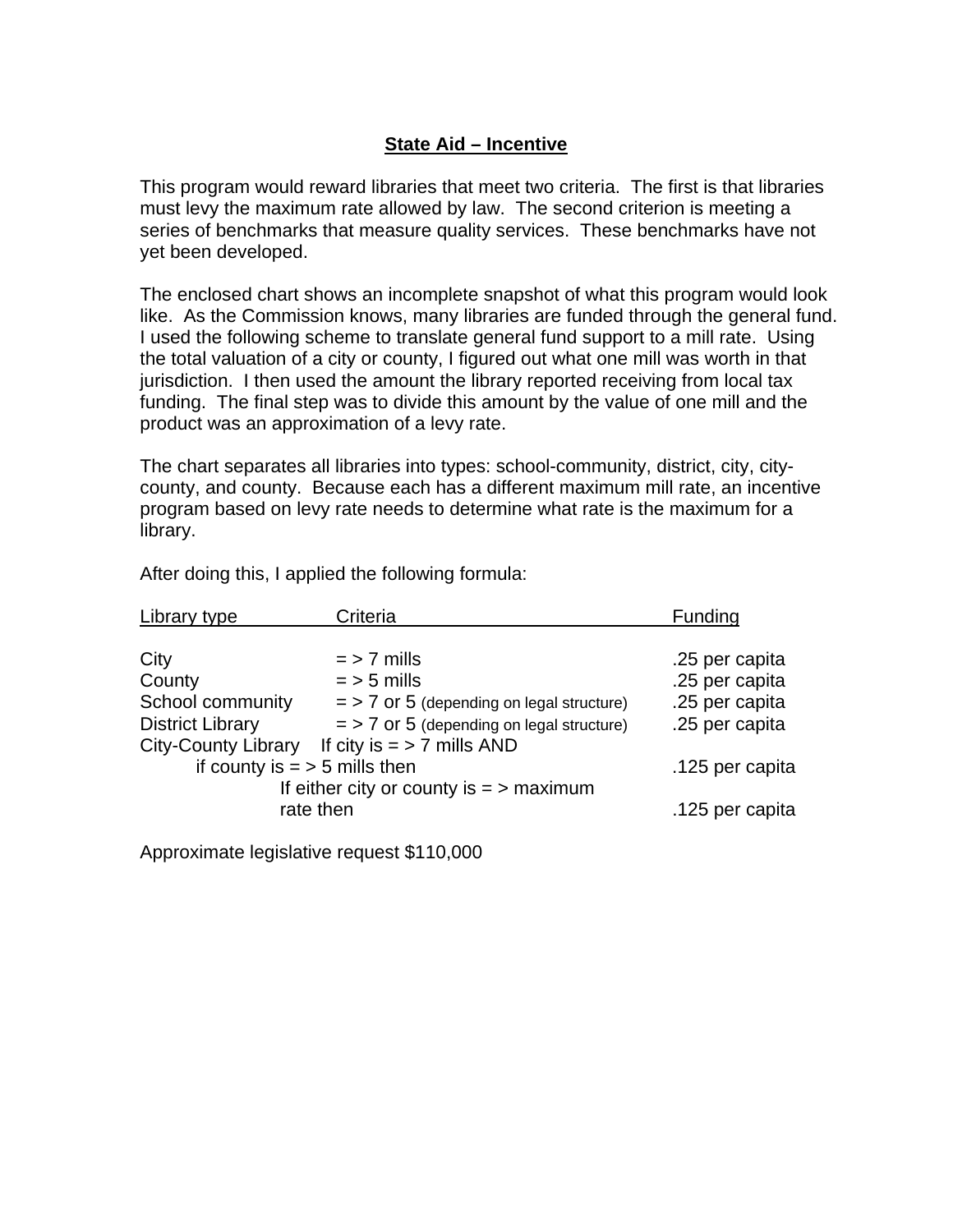## State Aid – Incentive

This program would reward libraries that meet two criteria. The first is that libraries must levy the maximum rate allowed by law. The second criterion is meeting a series of benchmarks that measure quality services. These benchmarks have not yet been developed.

The enclosed chart shows an incomplete snapshot of what this program would look like. As the Commission knows, many libraries are funded through the general fund. I used the following scheme to translate general fund support to a mill rate. Using the total valuation of a city or county, I figured out what one mill was worth in that jurisdiction. I then used the amount the library reported receiving from local tax funding. The final step was to divide this amount by the value of one mill and the product was an approximation of a levy rate.

The chart separates all libraries into types: school-community, district, city, city-county, and county. Because each has a different maximum mill rate, an incentive program based on levy rate needs to determine what rate is the maximum for a library.

After doing this, I applied the following formula:

| Library type | Criteria | Funding |
|---|---|---|
| City | = > 7 mills | .25 per capita |
| County | = > 5 mills | .25 per capita |
| School community | = > 7 or 5 (depending on legal structure) | .25 per capita |
| District Library | = > 7 or 5 (depending on legal structure) | .25 per capita |
| City-County Library | If city is = > 7 mills AND if county is = > 5 mills then | .125 per capita |
| | If either city or county is = > maximum rate then | .125 per capita |

Approximate legislative request $110,000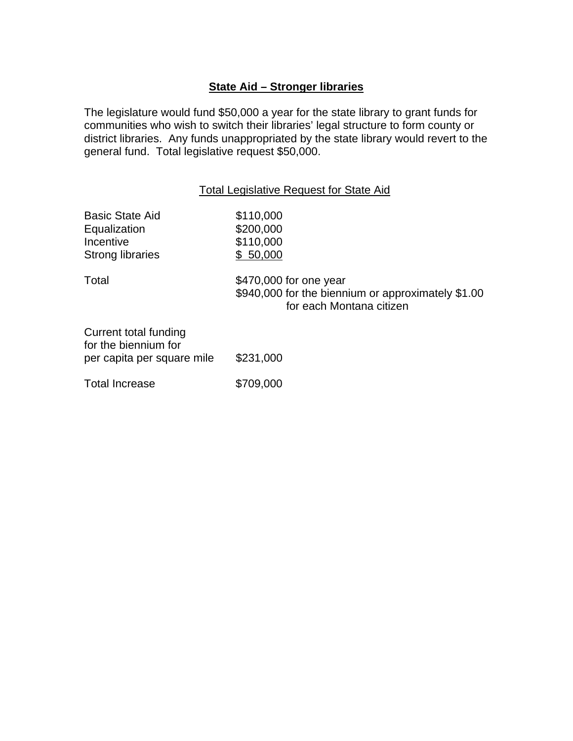## State Aid – Stronger libraries

The legislature would fund $50,000 a year for the state library to grant funds for communities who wish to switch their libraries' legal structure to form county or district libraries. Any funds unappropriated by the state library would revert to the general fund. Total legislative request $50,000.

### Total Legislative Request for State Aid

| | |
|---|---|
| Basic State Aid | $110,000 |
| Equalization | $200,000 |
| Incentive | $110,000 |
| Strong libraries | $ 50,000 |
| Total | $470,000 for one year<br>$940,000 for the biennium or approximately $1.00 for each Montana citizen |
| Current total funding for the biennium for per capita per square mile | $231,000 |
| Total Increase | $709,000 |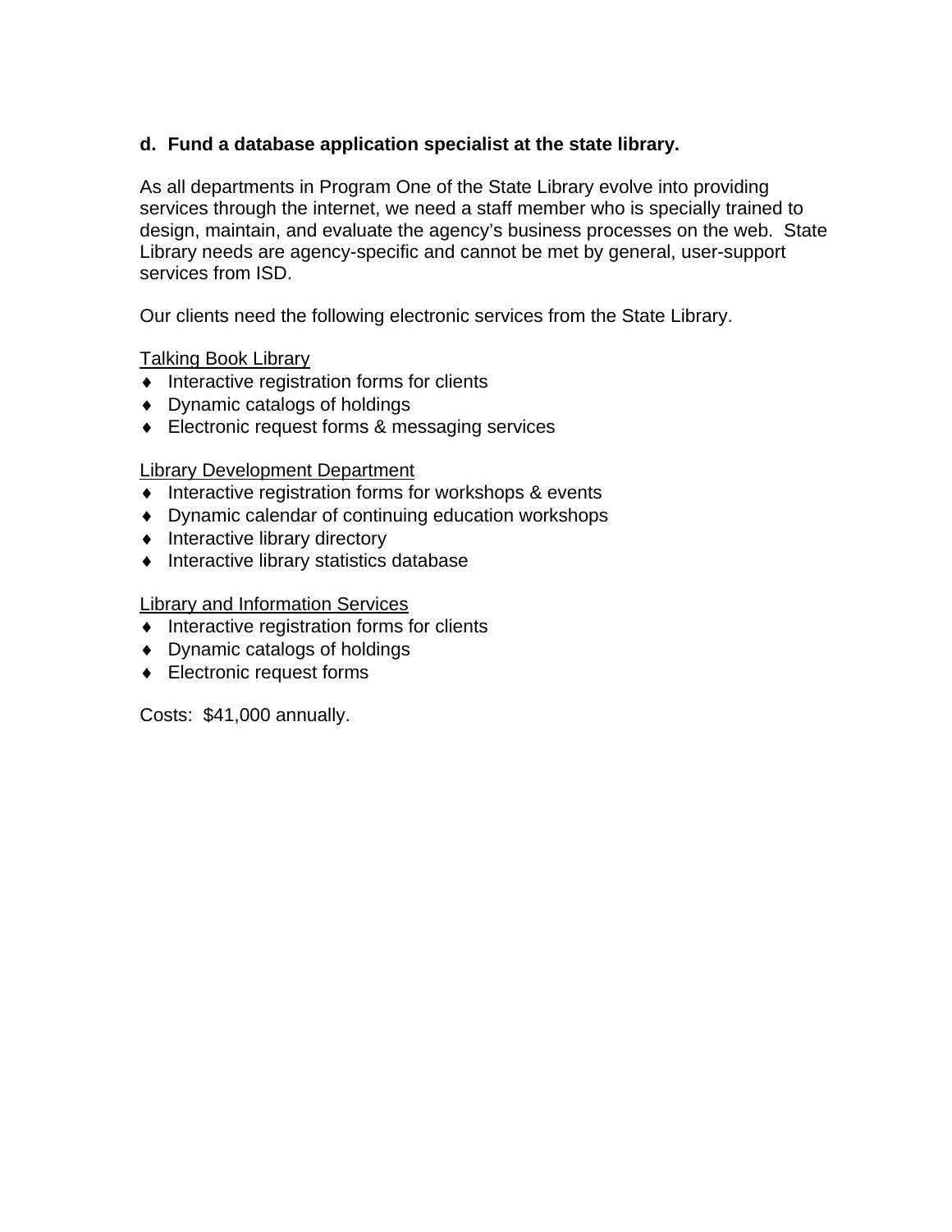**d. Fund a database application specialist at the state library.**

As all departments in Program One of the State Library evolve into providing services through the internet, we need a staff member who is specially trained to design, maintain, and evaluate the agency's business processes on the web. State Library needs are agency-specific and cannot be met by general, user-support services from ISD.

Our clients need the following electronic services from the State Library.

<u>Talking Book Library</u>

- Interactive registration forms for clients
- Dynamic catalogs of holdings
- Electronic request forms & messaging services

<u>Library Development Department</u>

- Interactive registration forms for workshops & events
- Dynamic calendar of continuing education workshops
- Interactive library directory
- Interactive library statistics database

<u>Library and Information Services</u>

- Interactive registration forms for clients
- Dynamic catalogs of holdings
- Electronic request forms

Costs: $41,000 annually.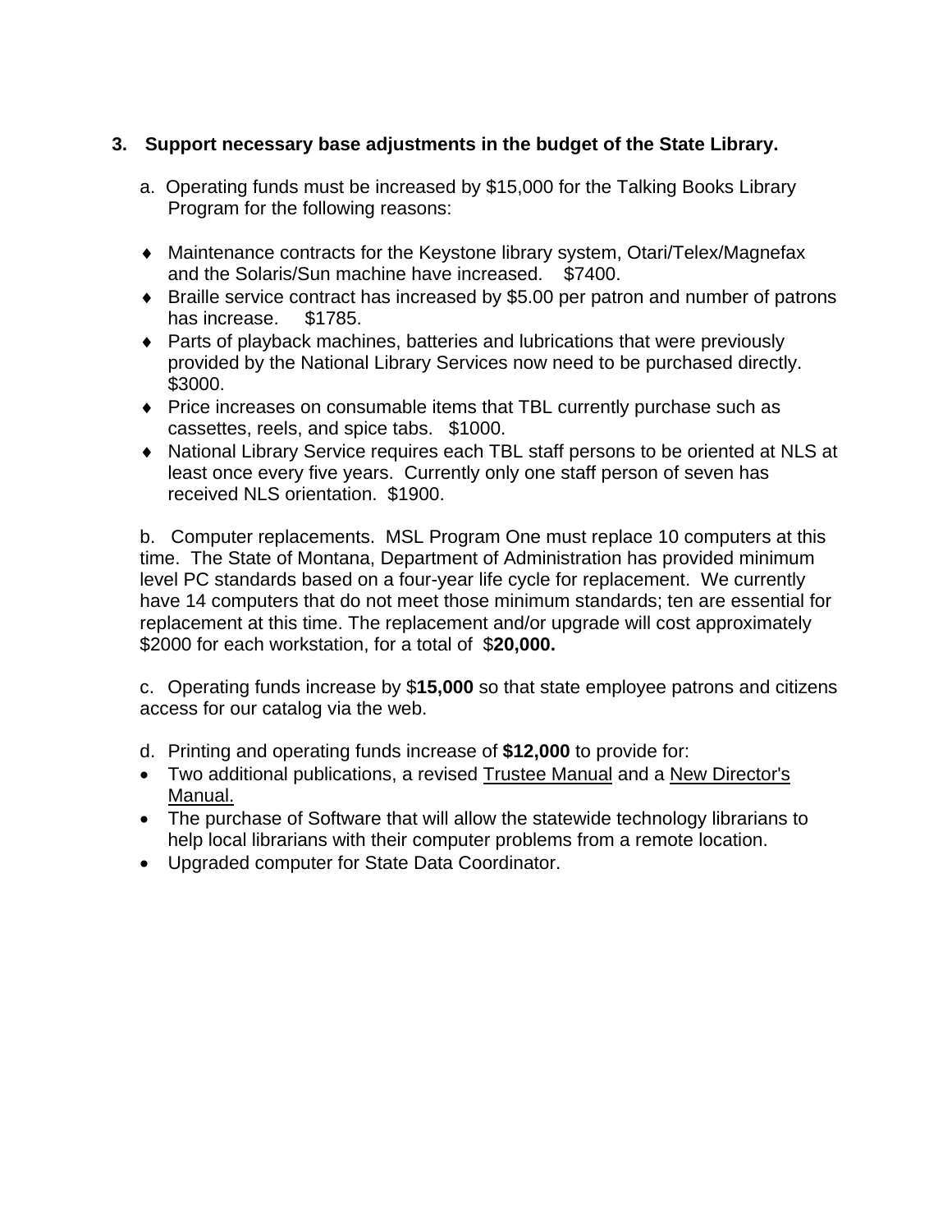**3. Support necessary base adjustments in the budget of the State Library.**

a. Operating funds must be increased by $15,000 for the Talking Books Library Program for the following reasons:

- Maintenance contracts for the Keystone library system, Otari/Telex/Magnefax and the Solaris/Sun machine have increased. $7400.
- Braille service contract has increased by $5.00 per patron and number of patrons has increase. $1785.
- Parts of playback machines, batteries and lubrications that were previously provided by the National Library Services now need to be purchased directly. $3000.
- Price increases on consumable items that TBL currently purchase such as cassettes, reels, and spice tabs. $1000.
- National Library Service requires each TBL staff persons to be oriented at NLS at least once every five years. Currently only one staff person of seven has received NLS orientation. $1900.

b. Computer replacements. MSL Program One must replace 10 computers at this time. The State of Montana, Department of Administration has provided minimum level PC standards based on a four-year life cycle for replacement. We currently have 14 computers that do not meet those minimum standards; ten are essential for replacement at this time. The replacement and/or upgrade will cost approximately $2000 for each workstation, for a total of $**20,000.**

c. Operating funds increase by $**15,000** so that state employee patrons and citizens access for our catalog via the web.

d. Printing and operating funds increase of **$12,000** to provide for:

- Two additional publications, a revised <u>Trustee Manual</u> and a <u>New Director's Manual.</u>
- The purchase of Software that will allow the statewide technology librarians to help local librarians with their computer problems from a remote location.
- Upgraded computer for State Data Coordinator.